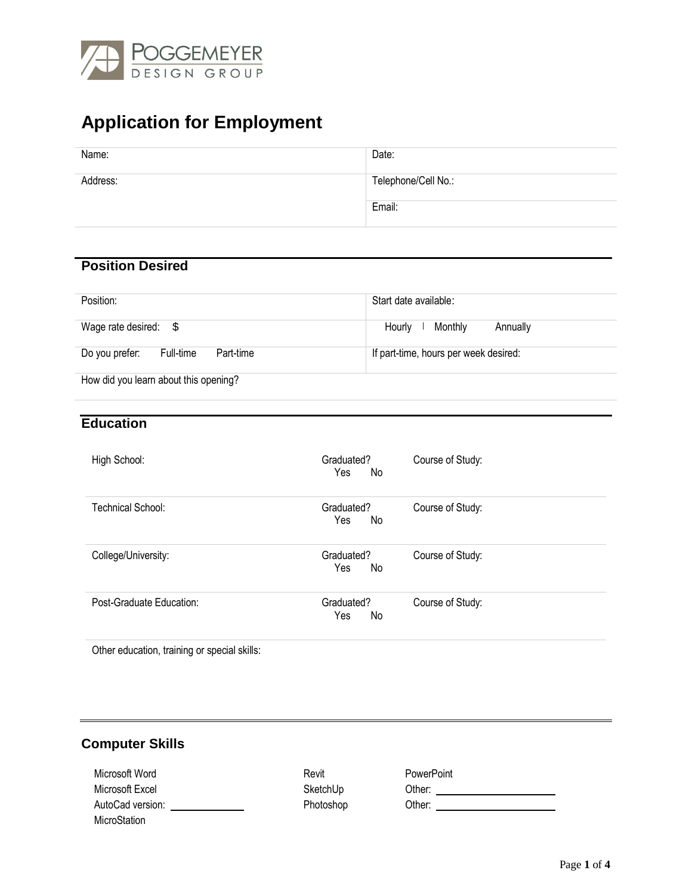POGGEMEYER DESIGN GROUP

# Application for Employment

| Name: | Date: |
|---|---|
| Address: | Telephone/Cell No.: |
| | Email: |

## Position Desired

| Position: | Start date available: |
|---|---|
| Wage rate desired: $ | Hourly Monthly Annually |
| Do you prefer: Full-time Part-time | If part-time, hours per week desired: |
| How did you learn about this opening? | |

## Education

| | | |
|---|---|---|
| High School: | Graduated? Yes No | Course of Study: |
| Technical School: | Graduated? Yes No | Course of Study: |
| College/University: | Graduated? Yes No | Course of Study: |
| Post-Graduate Education: | Graduated? Yes No | Course of Study: |

Other education, training or special skills:

## Computer Skills

| | | |
|---|---|---|
| Microsoft Word | Revit | PowerPoint |
| Microsoft Excel | SketchUp | Other: ____________ |
| AutoCad version: __________ | Photoshop | Other: ____________ |
| MicroStation | | |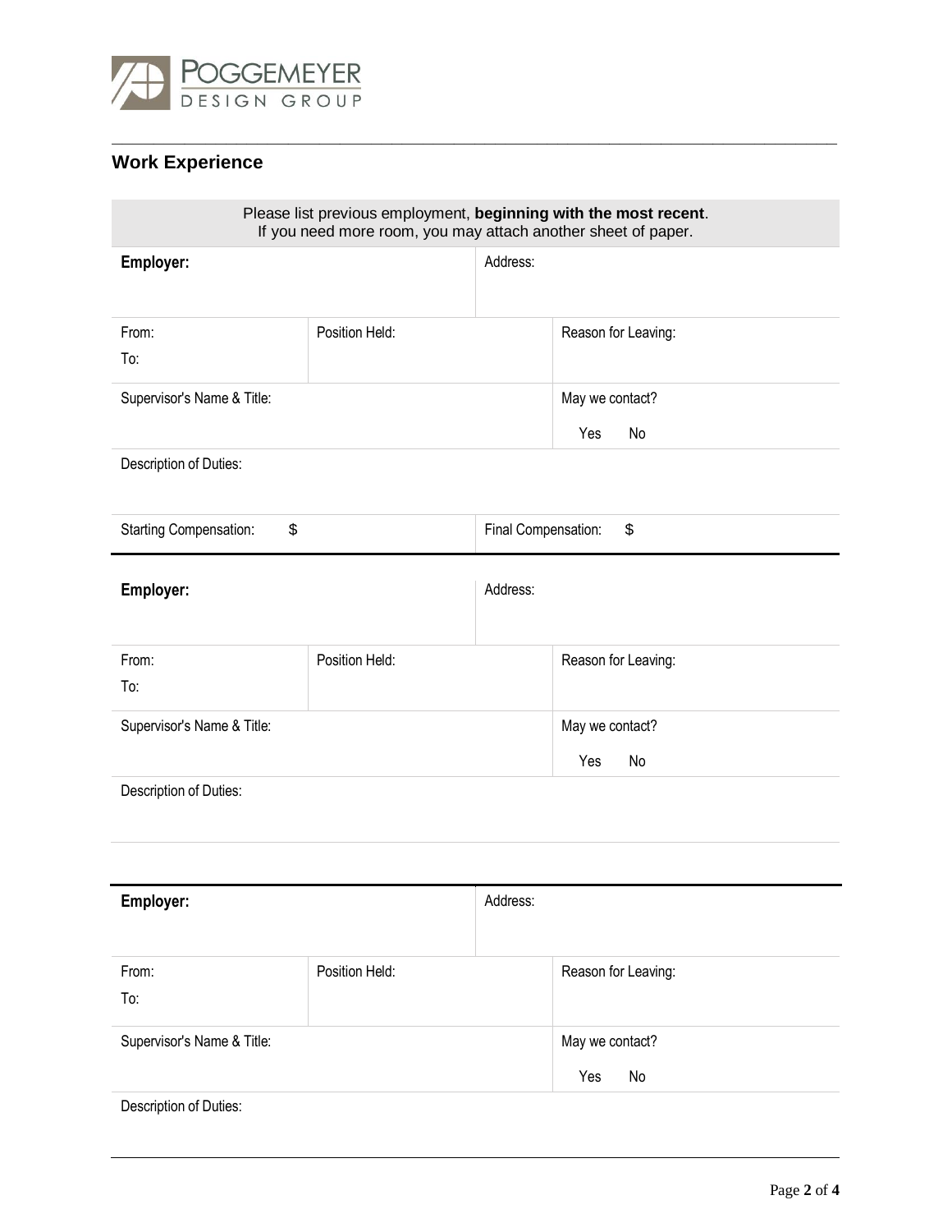## Work Experience

Please list previous employment, **beginning with the most recent**.
If you need more room, you may attach another sheet of paper.

| **Employer:** | | Address: | |
|---|---|---|---|
| From:<br>To: | Position Held: | | Reason for Leaving: |
| Supervisor's Name & Title: | | | May we contact?<br>Yes No |
| Description of Duties: | | | |
| Starting Compensation: $ | | Final Compensation: $ | |

| **Employer:** | | Address: | |
|---|---|---|---|
| From:<br>To: | Position Held: | | Reason for Leaving: |
| Supervisor's Name & Title: | | | May we contact?<br>Yes No |
| Description of Duties: | | | |

| **Employer:** | | Address: | |
|---|---|---|---|
| From:<br>To: | Position Held: | | Reason for Leaving: |
| Supervisor's Name & Title: | | | May we contact?<br>Yes No |
| Description of Duties: | | | |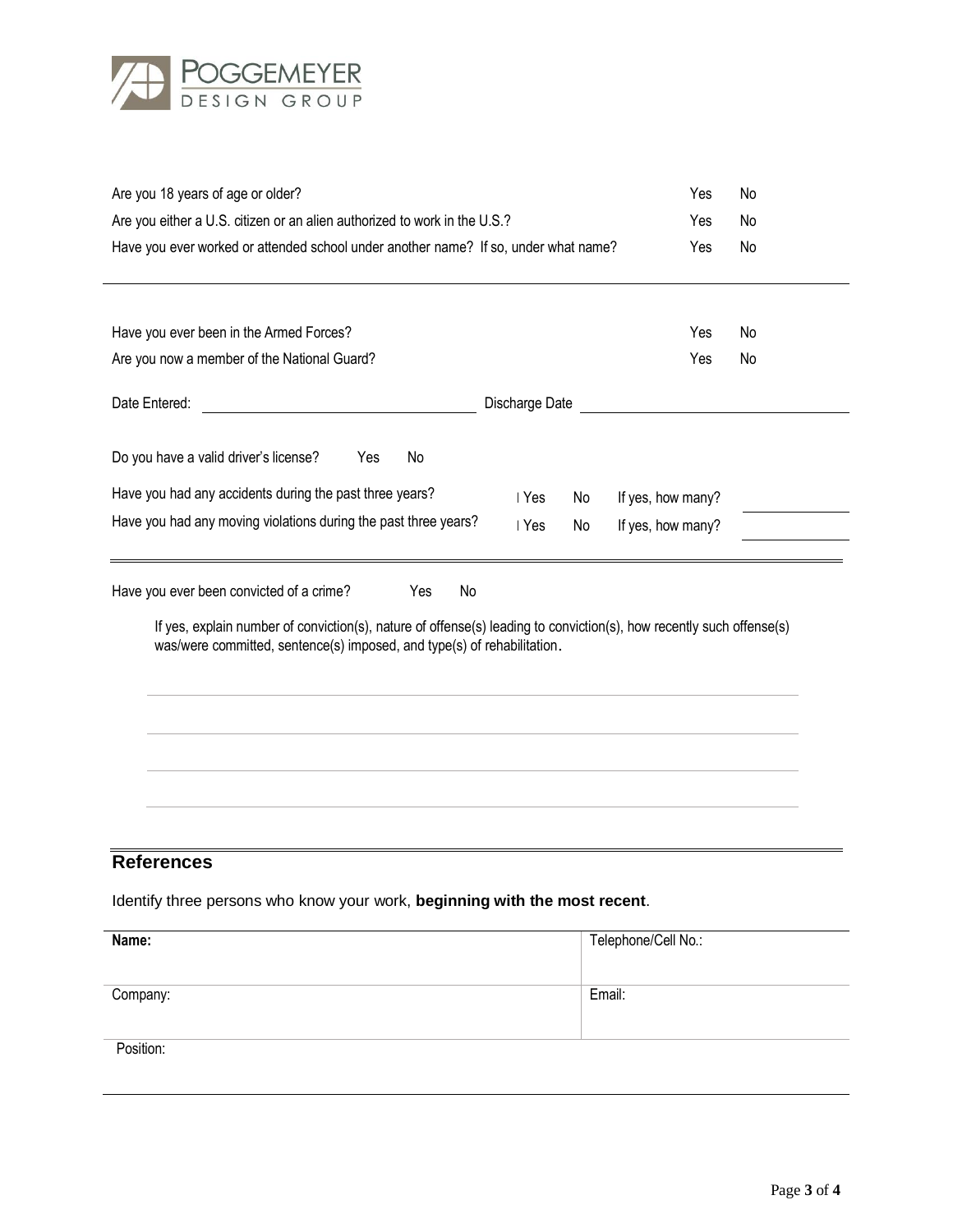Are you 18 years of age or older? Yes No

Are you either a U.S. citizen or an alien authorized to work in the U.S.? Yes No

Have you ever worked or attended school under another name? If so, under what name? Yes No

---

Have you ever been in the Armed Forces? Yes No

Are you now a member of the National Guard? Yes No

Date Entered: \_\_\_\_\_\_\_\_\_\_\_\_\_\_\_\_\_\_ Discharge Date \_\_\_\_\_\_\_\_\_\_\_\_\_\_\_\_\_\_

Do you have a valid driver's license? Yes No

Have you had any accidents during the past three years? Yes No If yes, how many? \_\_\_\_\_\_\_\_

Have you had any moving violations during the past three years? Yes No If yes, how many? \_\_\_\_\_\_\_\_

---

Have you ever been convicted of a crime? Yes No

If yes, explain number of conviction(s), nature of offense(s) leading to conviction(s), how recently such offense(s) was/were committed, sentence(s) imposed, and type(s) of rehabilitation.

---

## References

Identify three persons who know your work, **beginning with the most recent**.

| **Name:** | Telephone/Cell No.: |
|---|---|
| Company: | Email: |
| Position: | |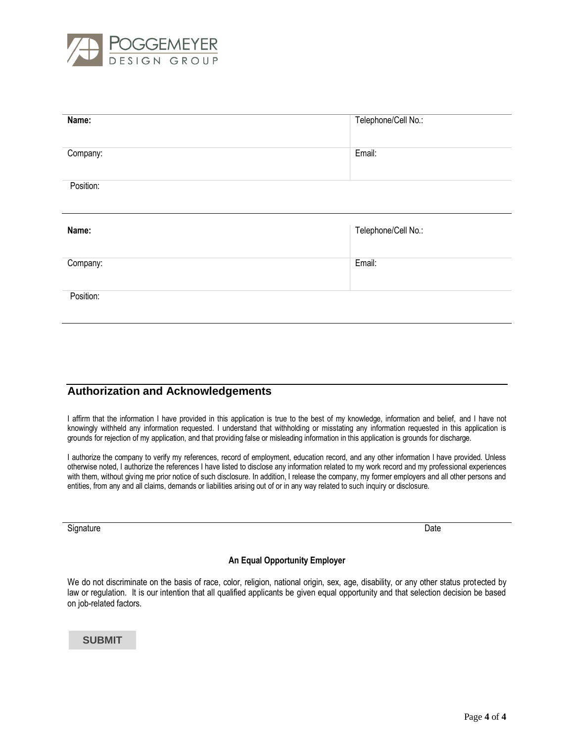POGGEMEYER DESIGN GROUP

| | |
|---|---|
| **Name:** | Telephone/Cell No.: |
| Company: | Email: |
| Position: | |

| | |
|---|---|
| **Name:** | Telephone/Cell No.: |
| Company: | Email: |
| Position: | |

## Authorization and Acknowledgements

I affirm that the information I have provided in this application is true to the best of my knowledge, information and belief, and I have not knowingly withheld any information requested. I understand that withholding or misstating any information requested in this application is grounds for rejection of my application, and that providing false or misleading information in this application is grounds for discharge.

I authorize the company to verify my references, record of employment, education record, and any other information I have provided. Unless otherwise noted, I authorize the references I have listed to disclose any information related to my work record and my professional experiences with them, without giving me prior notice of such disclosure. In addition, I release the company, my former employers and all other persons and entities, from any and all claims, demands or liabilities arising out of or in any way related to such inquiry or disclosure.

Signature                                                                                                    Date

**An Equal Opportunity Employer**

We do not discriminate on the basis of race, color, religion, national origin, sex, age, disability, or any other status protected by law or regulation. It is our intention that all qualified applicants be given equal opportunity and that selection decision be based on job-related factors.

**SUBMIT**